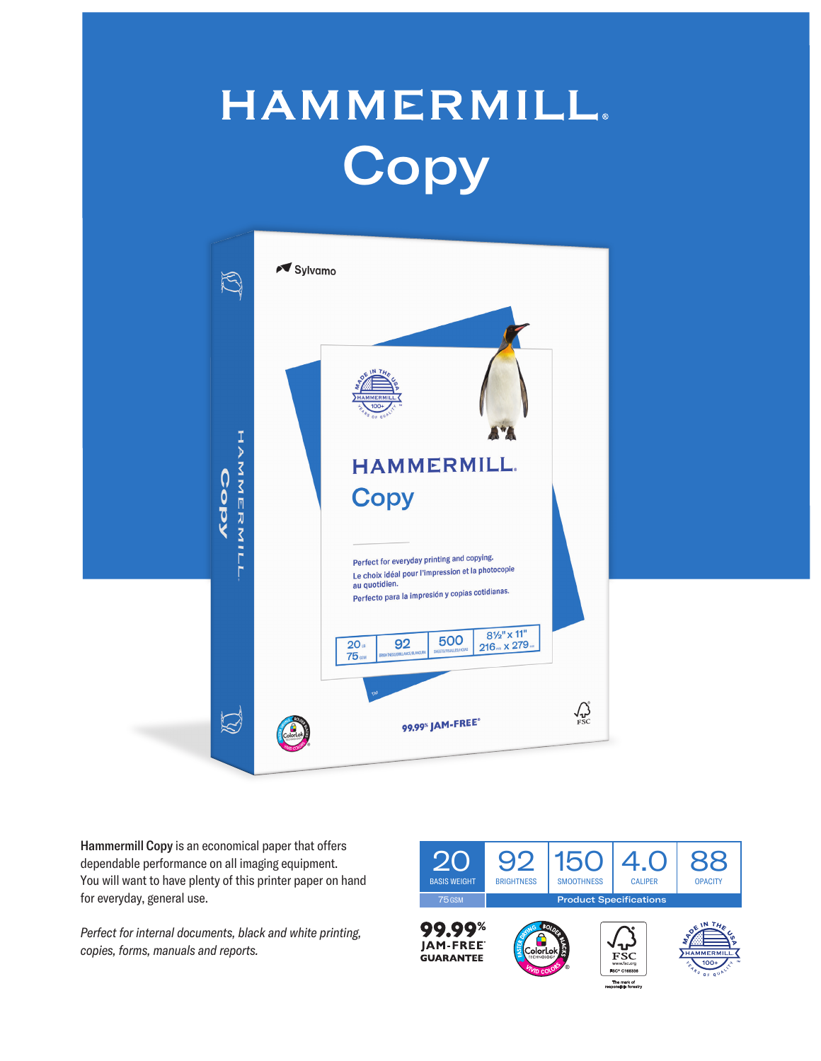# HAMMERMILL Copy

**Hammermill Copy** is an economical paper that offers dependable performance on all imaging equipment. You will want to have plenty of this printer paper on hand for everyday, general use.

*Perfect for internal documents, black and white printing, copies, forms, manuals and reports.*

| 20 | 92 | 150 | 4.0 | 88 |
|---|---|---|---|---|
| BASIS WEIGHT | BRIGHTNESS | SMOOTHNESS | CALIPER | OPACITY |
| 75 GSM | Product Specifications | | | |

**99.99% JAM-FREE GUARANTEE**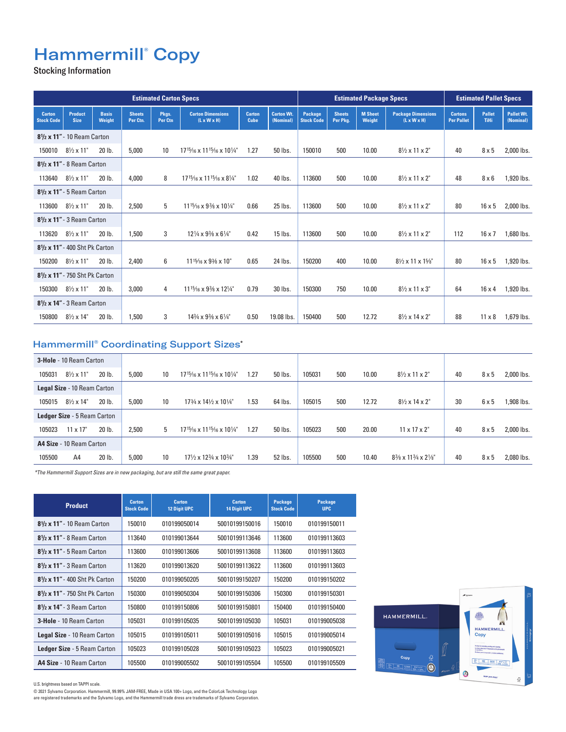# Hammermill® Copy

Stocking Information

| Estimated Carton Specs | | | | | | | | Estimated Package Specs | | | | | Estimated Pallet Specs | | |
|---|---|---|---|---|---|---|---|---|---|---|---|---|---|---|---|
| Carton Stock Code | Product Size | Basis Weight | Sheets Per Ctn. | Pkgs. Per Ctn | Carton Dimensions (L x W x H) | Carton Cube | Carton Wt. (Nominal) | Package Stock Code | Sheets Per Pkg. | M Sheet Weight | Package Dimensions (L x W x H) | | Cartons Per Pallet | Pallet TiHi | Pallet Wt. (Nominal) |
| **8½ x 11"** - 10 Ream Carton | | | | | | | | | | | | | | | |
| 150010 | 8½ x 11" | 20 lb. | 5,000 | 10 | 17 15/16 x 11 15/16 x 10¼" | 1.27 | 50 lbs. | 150010 | 500 | 10.00 | 8½ x 11 x 2" | | 40 | 8 x 5 | 2,000 lbs. |
| **8½ x 11"** - 8 Ream Carton | | | | | | | | | | | | | | | |
| 113640 | 8½ x 11" | 20 lb. | 4,000 | 8 | 17 15/16 x 11 15/16 x 8¼" | 1.02 | 40 lbs. | 113600 | 500 | 10.00 | 8½ x 11 x 2" | | 48 | 8 x 6 | 1,920 lbs. |
| **8½ x 11"** - 5 Ream Carton | | | | | | | | | | | | | | | |
| 113600 | 8½ x 11" | 20 lb. | 2,500 | 5 | 11 15/16 x 9⅜ x 10¼" | 0.66 | 25 lbs. | 113600 | 500 | 10.00 | 8½ x 11 x 2" | | 80 | 16 x 5 | 2,000 lbs. |
| **8½ x 11"** - 3 Ream Carton | | | | | | | | | | | | | | | |
| 113620 | 8½ x 11" | 20 lb. | 1,500 | 3 | 12¼ x 9⅜ x 6¼" | 0.42 | 15 lbs. | 113600 | 500 | 10.00 | 8½ x 11 x 2" | | 112 | 16 x 7 | 1,680 lbs. |
| **8½ x 11"** - 400 Sht Pk Carton | | | | | | | | | | | | | | | |
| 150200 | 8½ x 11" | 20 lb. | 2,400 | 6 | 11 15/16 x 9⅜ x 10" | 0.65 | 24 lbs. | 150200 | 400 | 10.00 | 8½ x 11 x 1⅝" | | 80 | 16 x 5 | 1,920 lbs. |
| **8½ x 11"** - 750 Sht Pk Carton | | | | | | | | | | | | | | | |
| 150300 | 8½ x 11" | 20 lb. | 3,000 | 4 | 11 15/16 x 9⅜ x 12¼" | 0.79 | 30 lbs. | 150300 | 750 | 10.00 | 8½ x 11 x 3" | | 64 | 16 x 4 | 1,920 lbs. |
| **8½ x 14"** - 3 Ream Carton | | | | | | | | | | | | | | | |
| 150800 | 8½ x 14" | 20 lb. | 1,500 | 3 | 14¾ x 9⅜ x 6¼" | 0.50 | 19.08 lbs. | 150400 | 500 | 12.72 | 8½ x 14 x 2" | | 88 | 11 x 8 | 1,679 lbs. |

## Hammermill® Coordinating Support Sizes*

| | | | | | | | | | | | | | | |
|---|---|---|---|---|---|---|---|---|---|---|---|---|---|---|
| **3-Hole** - 10 Ream Carton | | | | | | | | | | | | | | |
| 105031 | 8½ x 11" | 20 lb. | 5,000 | 10 | 17 15/16 x 11 15/16 x 10¼" | 1.27 | 50 lbs. | 105031 | 500 | 10.00 | 8½ x 11 x 2" | 40 | 8 x 5 | 2,000 lbs. |
| **Legal Size** - 10 Ream Carton | | | | | | | | | | | | | | |
| 105015 | 8½ x 14" | 20 lb. | 5,000 | 10 | 17¾ x 14½ x 10¼" | 1.53 | 64 lbs. | 105015 | 500 | 12.72 | 8½ x 14 x 2" | 30 | 6 x 5 | 1,908 lbs. |
| **Ledger Size** - 5 Ream Carton | | | | | | | | | | | | | | |
| 105023 | 11 x 17" | 20 lb. | 2,500 | 5 | 17 15/16 x 11 15/16 x 10¼" | 1.27 | 50 lbs. | 105023 | 500 | 20.00 | 11 x 17 x 2" | 40 | 8 x 5 | 2,000 lbs. |
| **A4 Size** - 10 Ream Carton | | | | | | | | | | | | | | |
| 105500 | A4 | 20 lb. | 5,000 | 10 | 17½ x 12¾ x 10¾" | 1.39 | 52 lbs. | 105500 | 500 | 10.40 | 8⅜ x 11¾ x 2⅛" | 40 | 8 x 5 | 2,080 lbs. |

*The Hammermill Support Sizes are in new packaging, but are still the same great paper.*

| Product | Carton Stock Code | Carton 12 Digit UPC | Carton 14 Digit UPC | Package Stock Code | Package UPC |
|---|---|---|---|---|---|
| **8½ x 11"** - 10 Ream Carton | 150010 | 010199050014 | 50010199150016 | 150010 | 010199150011 |
| **8½ x 11"** - 8 Ream Carton | 113640 | 010199013644 | 50010199113646 | 113600 | 010199113603 |
| **8½ x 11"** - 5 Ream Carton | 113600 | 010199013606 | 50010199113608 | 113600 | 010199113603 |
| **8½ x 11"** - 3 Ream Carton | 113620 | 010199013620 | 50010199113622 | 113600 | 010199113603 |
| **8½ x 11"** - 400 Sht Pk Carton | 150200 | 010199050205 | 50010199150207 | 150200 | 010199150202 |
| **8½ x 11"** - 750 Sht Pk Carton | 150300 | 010199050304 | 50010199150306 | 150300 | 010199150301 |
| **8½ x 14"** - 3 Ream Carton | 150800 | 010199150806 | 50010199150801 | 150400 | 010199150400 |
| **3-Hole** - 10 Ream Carton | 105031 | 010199105035 | 50010199105030 | 105031 | 010199005038 |
| **Legal Size** - 10 Ream Carton | 105015 | 010199105011 | 50010199105016 | 105015 | 010199005014 |
| **Ledger Size** - 5 Ream Carton | 105023 | 010199105028 | 50010199105023 | 105023 | 010199005021 |
| **A4 Size** - 10 Ream Carton | 105500 | 010199005502 | 50010199105504 | 105500 | 010199105509 |

U.S. brightness based on TAPPI scale.

© 2021 Sylvamo Corporation. Hammermill, 99.99% JAM-FREE, Made in USA 100+ Logo, and the ColorLok Technology Logo are registered trademarks and the Sylvamo Logo, and the Hammermill trade dress are trademarks of Sylvamo Corporation.